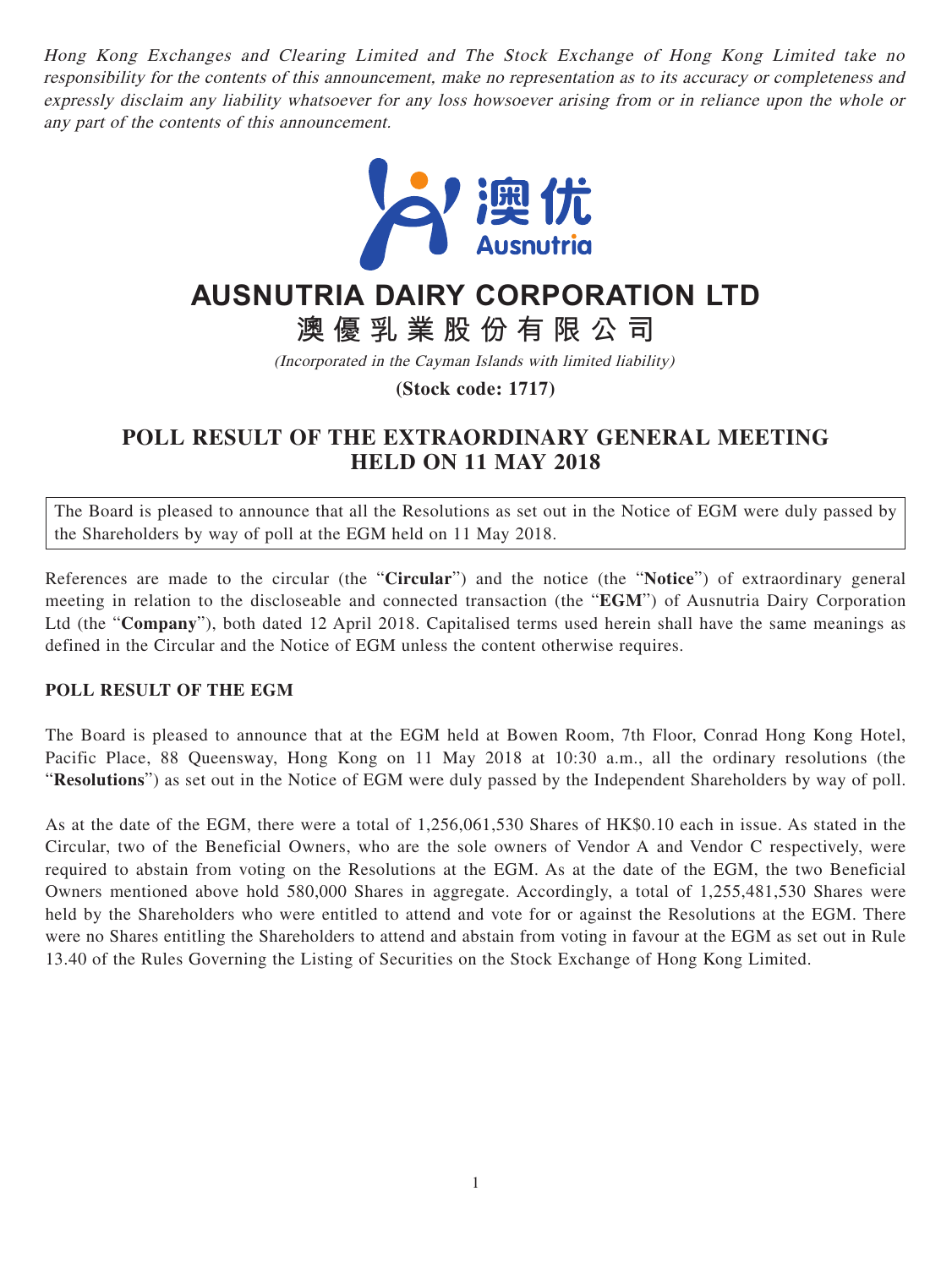*Hong Kong Exchanges and Clearing Limited and The Stock Exchange of Hong Kong Limited take no responsibility for the contents of this announcement, make no representation as to its accuracy or completeness and expressly disclaim any liability whatsoever for any loss howsoever arising from or in reliance upon the whole or any part of the contents of this announcement.*

澳优 Ausnutria

# AUSNUTRIA DAIRY CORPORATION LTD
# 澳優乳業股份有限公司

*(Incorporated in the Cayman Islands with limited liability)*

**(Stock code: 1717)**

## POLL RESULT OF THE EXTRAORDINARY GENERAL MEETING HELD ON 11 MAY 2018

The Board is pleased to announce that all the Resolutions as set out in the Notice of EGM were duly passed by the Shareholders by way of poll at the EGM held on 11 May 2018.

References are made to the circular (the "**Circular**") and the notice (the "**Notice**") of extraordinary general meeting in relation to the discloseable and connected transaction (the "**EGM**") of Ausnutria Dairy Corporation Ltd (the "**Company**"), both dated 12 April 2018. Capitalised terms used herein shall have the same meanings as defined in the Circular and the Notice of EGM unless the content otherwise requires.

### POLL RESULT OF THE EGM

The Board is pleased to announce that at the EGM held at Bowen Room, 7th Floor, Conrad Hong Kong Hotel, Pacific Place, 88 Queensway, Hong Kong on 11 May 2018 at 10:30 a.m., all the ordinary resolutions (the "**Resolutions**") as set out in the Notice of EGM were duly passed by the Independent Shareholders by way of poll.

As at the date of the EGM, there were a total of 1,256,061,530 Shares of HK$0.10 each in issue. As stated in the Circular, two of the Beneficial Owners, who are the sole owners of Vendor A and Vendor C respectively, were required to abstain from voting on the Resolutions at the EGM. As at the date of the EGM, the two Beneficial Owners mentioned above hold 580,000 Shares in aggregate. Accordingly, a total of 1,255,481,530 Shares were held by the Shareholders who were entitled to attend and vote for or against the Resolutions at the EGM. There were no Shares entitling the Shareholders to attend and abstain from voting in favour at the EGM as set out in Rule 13.40 of the Rules Governing the Listing of Securities on the Stock Exchange of Hong Kong Limited.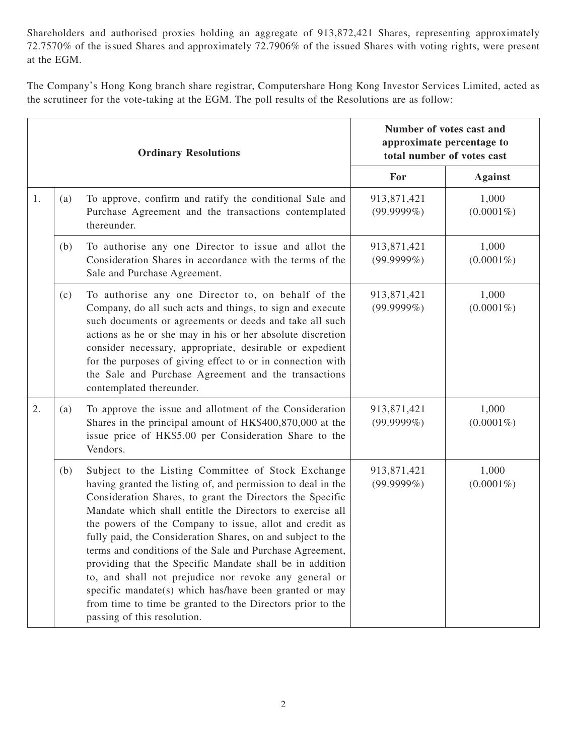Shareholders and authorised proxies holding an aggregate of 913,872,421 Shares, representing approximately 72.7570% of the issued Shares and approximately 72.7906% of the issued Shares with voting rights, were present at the EGM.

The Company's Hong Kong branch share registrar, Computershare Hong Kong Investor Services Limited, acted as the scrutineer for the vote-taking at the EGM. The poll results of the Resolutions are as follow:

| | | **Ordinary Resolutions** | **Number of votes cast and approximate percentage to total number of votes cast** | |
|---|---|---|---|---|
| | | | **For** | **Against** |
| 1. | (a) | To approve, confirm and ratify the conditional Sale and Purchase Agreement and the transactions contemplated thereunder. | 913,871,421 (99.9999%) | 1,000 (0.0001%) |
| | (b) | To authorise any one Director to issue and allot the Consideration Shares in accordance with the terms of the Sale and Purchase Agreement. | 913,871,421 (99.9999%) | 1,000 (0.0001%) |
| | (c) | To authorise any one Director to, on behalf of the Company, do all such acts and things, to sign and execute such documents or agreements or deeds and take all such actions as he or she may in his or her absolute discretion consider necessary, appropriate, desirable or expedient for the purposes of giving effect to or in connection with the Sale and Purchase Agreement and the transactions contemplated thereunder. | 913,871,421 (99.9999%) | 1,000 (0.0001%) |
| 2. | (a) | To approve the issue and allotment of the Consideration Shares in the principal amount of HK$400,870,000 at the issue price of HK$5.00 per Consideration Share to the Vendors. | 913,871,421 (99.9999%) | 1,000 (0.0001%) |
| | (b) | Subject to the Listing Committee of Stock Exchange having granted the listing of, and permission to deal in the Consideration Shares, to grant the Directors the Specific Mandate which shall entitle the Directors to exercise all the powers of the Company to issue, allot and credit as fully paid, the Consideration Shares, on and subject to the terms and conditions of the Sale and Purchase Agreement, providing that the Specific Mandate shall be in addition to, and shall not prejudice nor revoke any general or specific mandate(s) which has/have been granted or may from time to time be granted to the Directors prior to the passing of this resolution. | 913,871,421 (99.9999%) | 1,000 (0.0001%) |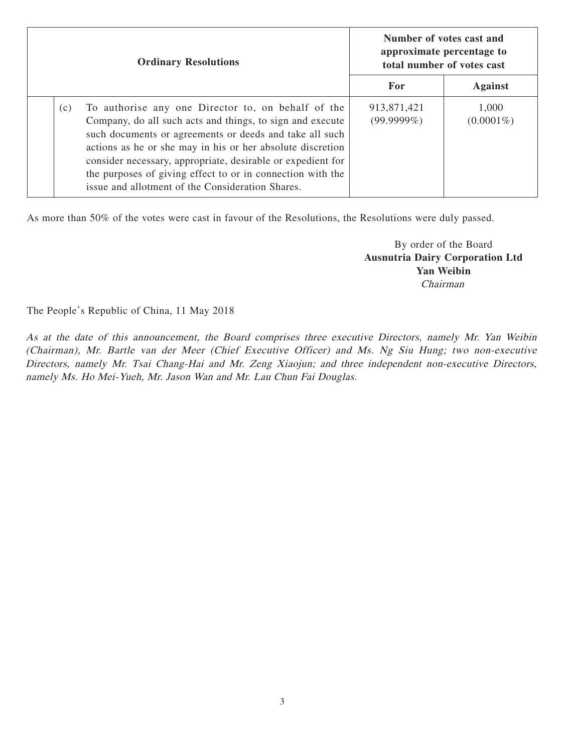| Ordinary Resolutions | | Number of votes cast and approximate percentage to total number of votes cast | |
|---|---|---|---|
| | | For | Against |
| (c) | To authorise any one Director to, on behalf of the Company, do all such acts and things, to sign and execute such documents or agreements or deeds and take all such actions as he or she may in his or her absolute discretion consider necessary, appropriate, desirable or expedient for the purposes of giving effect to or in connection with the issue and allotment of the Consideration Shares. | 913,871,421 (99.9999%) | 1,000 (0.0001%) |

As more than 50% of the votes were cast in favour of the Resolutions, the Resolutions were duly passed.

By order of the Board
**Ausnutria Dairy Corporation Ltd**
**Yan Weibin**
*Chairman*

The People's Republic of China, 11 May 2018

*As at the date of this announcement, the Board comprises three executive Directors, namely Mr. Yan Weibin (Chairman), Mr. Bartle van der Meer (Chief Executive Officer) and Ms. Ng Siu Hung; two non-executive Directors, namely Mr. Tsai Chang-Hai and Mr. Zeng Xiaojun; and three independent non-executive Directors, namely Ms. Ho Mei-Yueh, Mr. Jason Wan and Mr. Lau Chun Fai Douglas.*